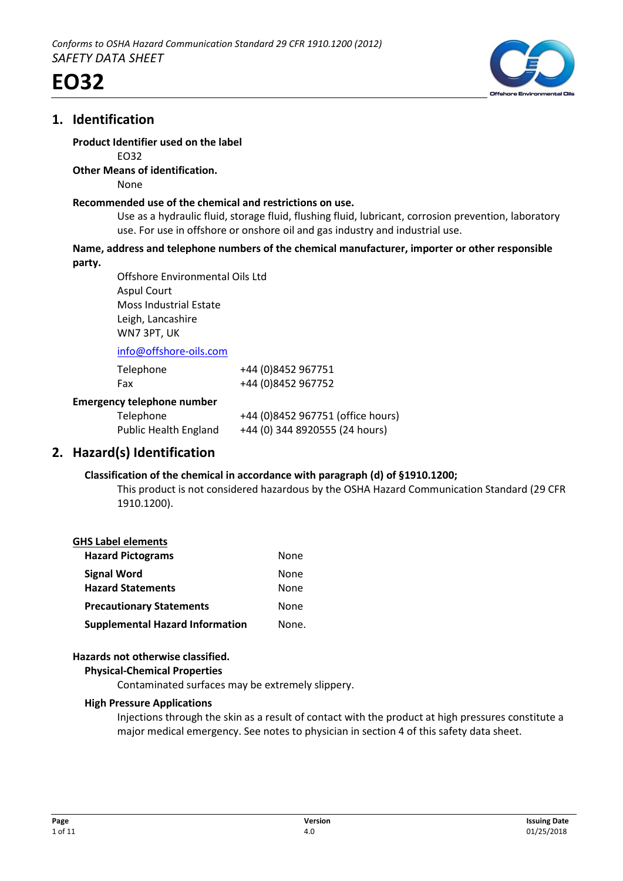*Conforms to OSHA Hazard Communication Standard 29 CFR 1910.1200 (2012)*

*SAFETY DATA SHEET*

# EO32

## 1. Identification

**Product Identifier used on the label**

EO32

**Other Means of identification.**

None

**Recommended use of the chemical and restrictions on use.**

Use as a hydraulic fluid, storage fluid, flushing fluid, lubricant, corrosion prevention, laboratory use. For use in offshore or onshore oil and gas industry and industrial use.

**Name, address and telephone numbers of the chemical manufacturer, importer or other responsible party.**

Offshore Environmental Oils Ltd
Aspul Court
Moss Industrial Estate
Leigh, Lancashire
WN7 3PT, UK

info@offshore-oils.com

| | |
|---|---|
| Telephone | +44 (0)8452 967751 |
| Fax | +44 (0)8452 967752 |

**Emergency telephone number**

| | |
|---|---|
| Telephone | +44 (0)8452 967751 (office hours) |
| Public Health England | +44 (0) 344 8920555 (24 hours) |

## 2. Hazard(s) Identification

**Classification of the chemical in accordance with paragraph (d) of §1910.1200;**

This product is not considered hazardous by the OSHA Hazard Communication Standard (29 CFR 1910.1200).

**GHS Label elements**

| | |
|---|---|
| **Hazard Pictograms** | None |
| **Signal Word** | None |
| **Hazard Statements** | None |
| **Precautionary Statements** | None |
| **Supplemental Hazard Information** | None. |

**Hazards not otherwise classified.**

**Physical-Chemical Properties**

Contaminated surfaces may be extremely slippery.

**High Pressure Applications**

Injections through the skin as a result of contact with the product at high pressures constitute a major medical emergency. See notes to physician in section 4 of this safety data sheet.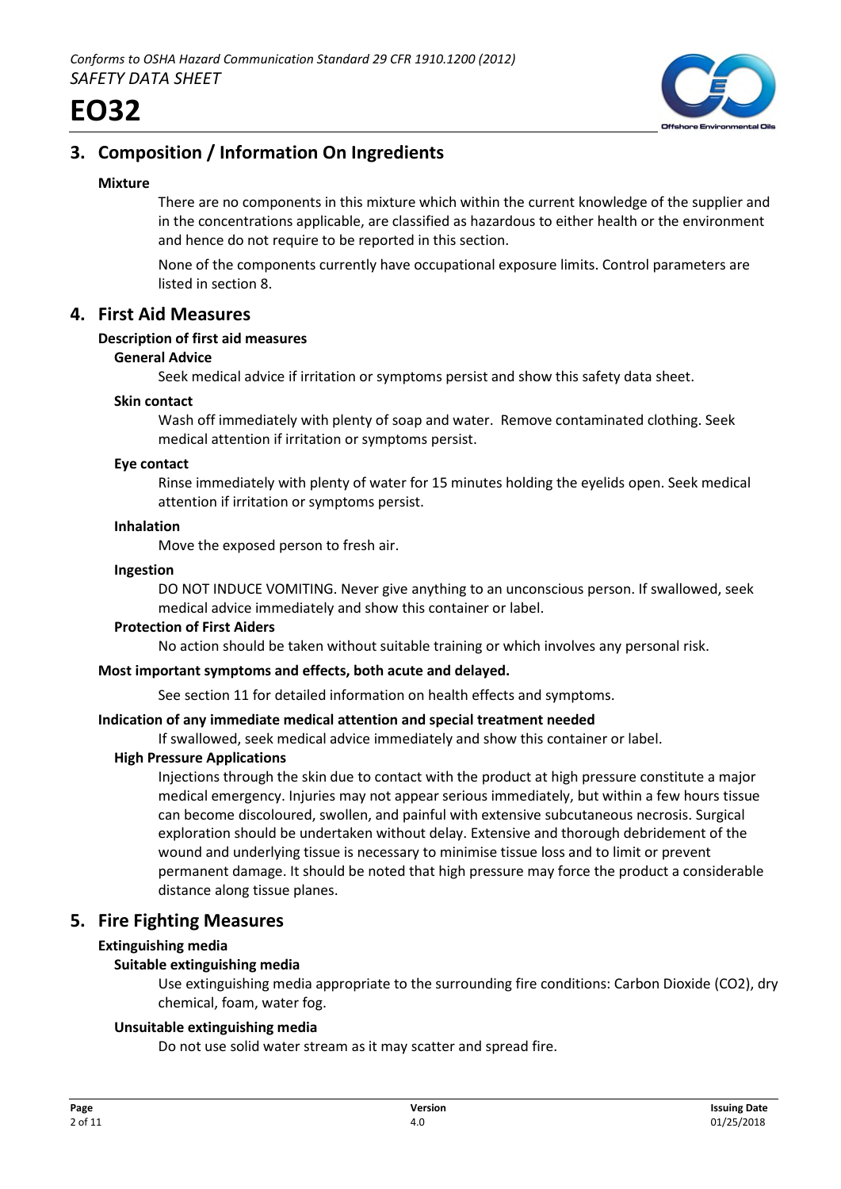## 3. Composition / Information On Ingredients

### Mixture

There are no components in this mixture which within the current knowledge of the supplier and in the concentrations applicable, are classified as hazardous to either health or the environment and hence do not require to be reported in this section.

None of the components currently have occupational exposure limits. Control parameters are listed in section 8.

## 4. First Aid Measures

### Description of first aid measures

#### General Advice

Seek medical advice if irritation or symptoms persist and show this safety data sheet.

#### Skin contact

Wash off immediately with plenty of soap and water. Remove contaminated clothing. Seek medical attention if irritation or symptoms persist.

#### Eye contact

Rinse immediately with plenty of water for 15 minutes holding the eyelids open. Seek medical attention if irritation or symptoms persist.

#### Inhalation

Move the exposed person to fresh air.

#### Ingestion

DO NOT INDUCE VOMITING. Never give anything to an unconscious person. If swallowed, seek medical advice immediately and show this container or label.

#### Protection of First Aiders

No action should be taken without suitable training or which involves any personal risk.

### Most important symptoms and effects, both acute and delayed.

See section 11 for detailed information on health effects and symptoms.

### Indication of any immediate medical attention and special treatment needed

If swallowed, seek medical advice immediately and show this container or label.

#### High Pressure Applications

Injections through the skin due to contact with the product at high pressure constitute a major medical emergency. Injuries may not appear serious immediately, but within a few hours tissue can become discoloured, swollen, and painful with extensive subcutaneous necrosis. Surgical exploration should be undertaken without delay. Extensive and thorough debridement of the wound and underlying tissue is necessary to minimise tissue loss and to limit or prevent permanent damage. It should be noted that high pressure may force the product a considerable distance along tissue planes.

## 5. Fire Fighting Measures

### Extinguishing media

#### Suitable extinguishing media

Use extinguishing media appropriate to the surrounding fire conditions: Carbon Dioxide ($CO_2$), dry chemical, foam, water fog.

#### Unsuitable extinguishing media

Do not use solid water stream as it may scatter and spread fire.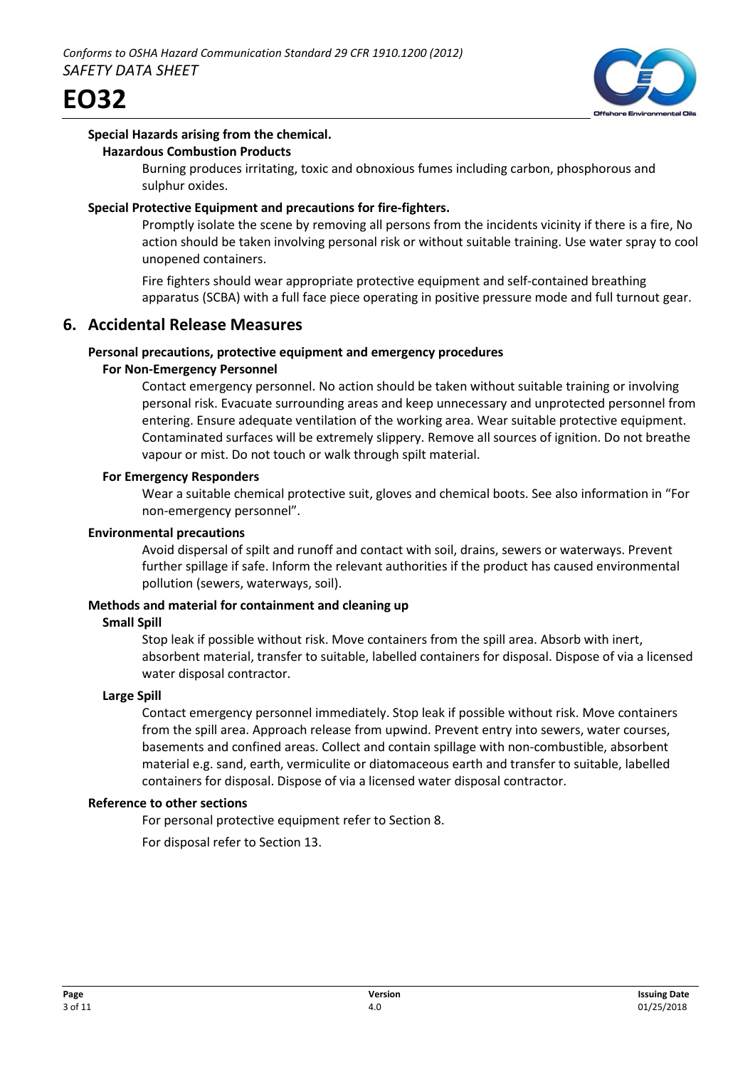### Special Hazards arising from the chemical.

#### Hazardous Combustion Products

Burning produces irritating, toxic and obnoxious fumes including carbon, phosphorous and sulphur oxides.

### Special Protective Equipment and precautions for fire-fighters.

Promptly isolate the scene by removing all persons from the incidents vicinity if there is a fire, No action should be taken involving personal risk or without suitable training. Use water spray to cool unopened containers.

Fire fighters should wear appropriate protective equipment and self-contained breathing apparatus (SCBA) with a full face piece operating in positive pressure mode and full turnout gear.

## 6. Accidental Release Measures

### Personal precautions, protective equipment and emergency procedures

#### For Non-Emergency Personnel

Contact emergency personnel. No action should be taken without suitable training or involving personal risk. Evacuate surrounding areas and keep unnecessary and unprotected personnel from entering. Ensure adequate ventilation of the working area. Wear suitable protective equipment. Contaminated surfaces will be extremely slippery. Remove all sources of ignition. Do not breathe vapour or mist. Do not touch or walk through spilt material.

#### For Emergency Responders

Wear a suitable chemical protective suit, gloves and chemical boots. See also information in "For non-emergency personnel".

### Environmental precautions

Avoid dispersal of spilt and runoff and contact with soil, drains, sewers or waterways. Prevent further spillage if safe. Inform the relevant authorities if the product has caused environmental pollution (sewers, waterways, soil).

### Methods and material for containment and cleaning up

#### Small Spill

Stop leak if possible without risk. Move containers from the spill area. Absorb with inert, absorbent material, transfer to suitable, labelled containers for disposal. Dispose of via a licensed water disposal contractor.

#### Large Spill

Contact emergency personnel immediately. Stop leak if possible without risk. Move containers from the spill area. Approach release from upwind. Prevent entry into sewers, water courses, basements and confined areas. Collect and contain spillage with non-combustible, absorbent material e.g. sand, earth, vermiculite or diatomaceous earth and transfer to suitable, labelled containers for disposal. Dispose of via a licensed water disposal contractor.

### Reference to other sections

For personal protective equipment refer to Section 8.

For disposal refer to Section 13.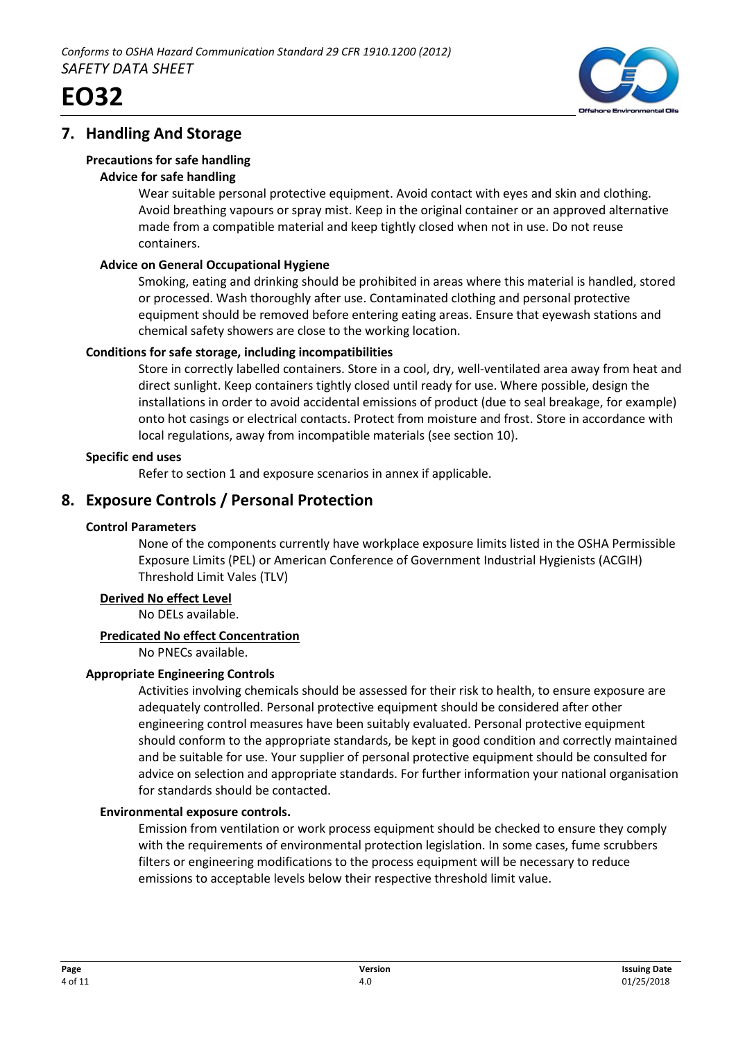## 7. Handling And Storage

### Precautions for safe handling

#### Advice for safe handling

Wear suitable personal protective equipment. Avoid contact with eyes and skin and clothing. Avoid breathing vapours or spray mist. Keep in the original container or an approved alternative made from a compatible material and keep tightly closed when not in use. Do not reuse containers.

#### Advice on General Occupational Hygiene

Smoking, eating and drinking should be prohibited in areas where this material is handled, stored or processed. Wash thoroughly after use. Contaminated clothing and personal protective equipment should be removed before entering eating areas. Ensure that eyewash stations and chemical safety showers are close to the working location.

### Conditions for safe storage, including incompatibilities

Store in correctly labelled containers. Store in a cool, dry, well-ventilated area away from heat and direct sunlight. Keep containers tightly closed until ready for use. Where possible, design the installations in order to avoid accidental emissions of product (due to seal breakage, for example) onto hot casings or electrical contacts. Protect from moisture and frost. Store in accordance with local regulations, away from incompatible materials (see section 10).

### Specific end uses

Refer to section 1 and exposure scenarios in annex if applicable.

## 8. Exposure Controls / Personal Protection

### Control Parameters

None of the components currently have workplace exposure limits listed in the OSHA Permissible Exposure Limits (PEL) or American Conference of Government Industrial Hygienists (ACGIH) Threshold Limit Vales (TLV)

**Derived No effect Level**

No DELs available.

**Predicated No effect Concentration**

No PNECs available.

### Appropriate Engineering Controls

Activities involving chemicals should be assessed for their risk to health, to ensure exposure are adequately controlled. Personal protective equipment should be considered after other engineering control measures have been suitably evaluated. Personal protective equipment should conform to the appropriate standards, be kept in good condition and correctly maintained and be suitable for use. Your supplier of personal protective equipment should be consulted for advice on selection and appropriate standards. For further information your national organisation for standards should be contacted.

### Environmental exposure controls.

Emission from ventilation or work process equipment should be checked to ensure they comply with the requirements of environmental protection legislation. In some cases, fume scrubbers filters or engineering modifications to the process equipment will be necessary to reduce emissions to acceptable levels below their respective threshold limit value.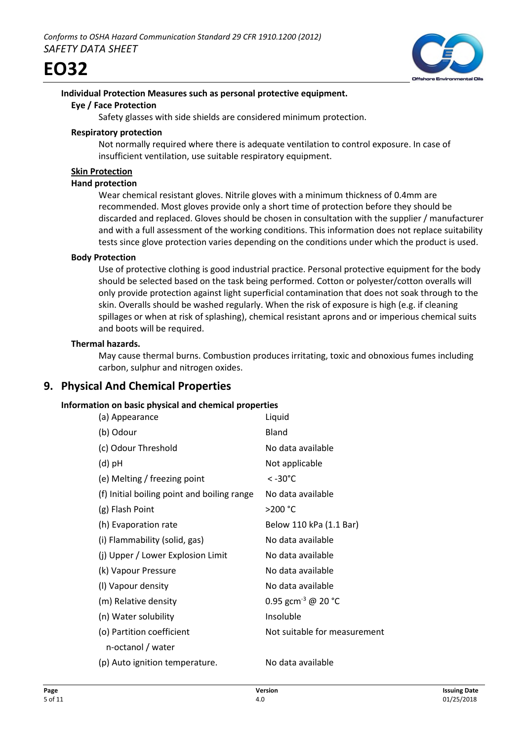**Individual Protection Measures such as personal protective equipment.**

**Eye / Face Protection**

Safety glasses with side shields are considered minimum protection.

**Respiratory protection**

Not normally required where there is adequate ventilation to control exposure. In case of insufficient ventilation, use suitable respiratory equipment.

**Skin Protection**

**Hand protection**

Wear chemical resistant gloves. Nitrile gloves with a minimum thickness of 0.4mm are recommended. Most gloves provide only a short time of protection before they should be discarded and replaced. Gloves should be chosen in consultation with the supplier / manufacturer and with a full assessment of the working conditions. This information does not replace suitability tests since glove protection varies depending on the conditions under which the product is used.

**Body Protection**

Use of protective clothing is good industrial practice. Personal protective equipment for the body should be selected based on the task being performed. Cotton or polyester/cotton overalls will only provide protection against light superficial contamination that does not soak through to the skin. Overalls should be washed regularly. When the risk of exposure is high (e.g. if cleaning spillages or when at risk of splashing), chemical resistant aprons and or imperious chemical suits and boots will be required.

**Thermal hazards.**

May cause thermal burns. Combustion produces irritating, toxic and obnoxious fumes including carbon, sulphur and nitrogen oxides.

## 9. Physical And Chemical Properties

**Information on basic physical and chemical properties**

| Property | Value |
|---|---|
| (a) Appearance | Liquid |
| (b) Odour | Bland |
| (c) Odour Threshold | No data available |
| (d) pH | Not applicable |
| (e) Melting / freezing point | < -30°C |
| (f) Initial boiling point and boiling range | No data available |
| (g) Flash Point | >200 °C |
| (h) Evaporation rate | Below 110 kPa (1.1 Bar) |
| (i) Flammability (solid, gas) | No data available |
| (j) Upper / Lower Explosion Limit | No data available |
| (k) Vapour Pressure | No data available |
| (l) Vapour density | No data available |
| (m) Relative density | 0.95 $gcm^{-3}$ @ 20 °C |
| (n) Water solubility | Insoluble |
| (o) Partition coefficient n-octanol / water | Not suitable for measurement |
| (p) Auto ignition temperature. | No data available |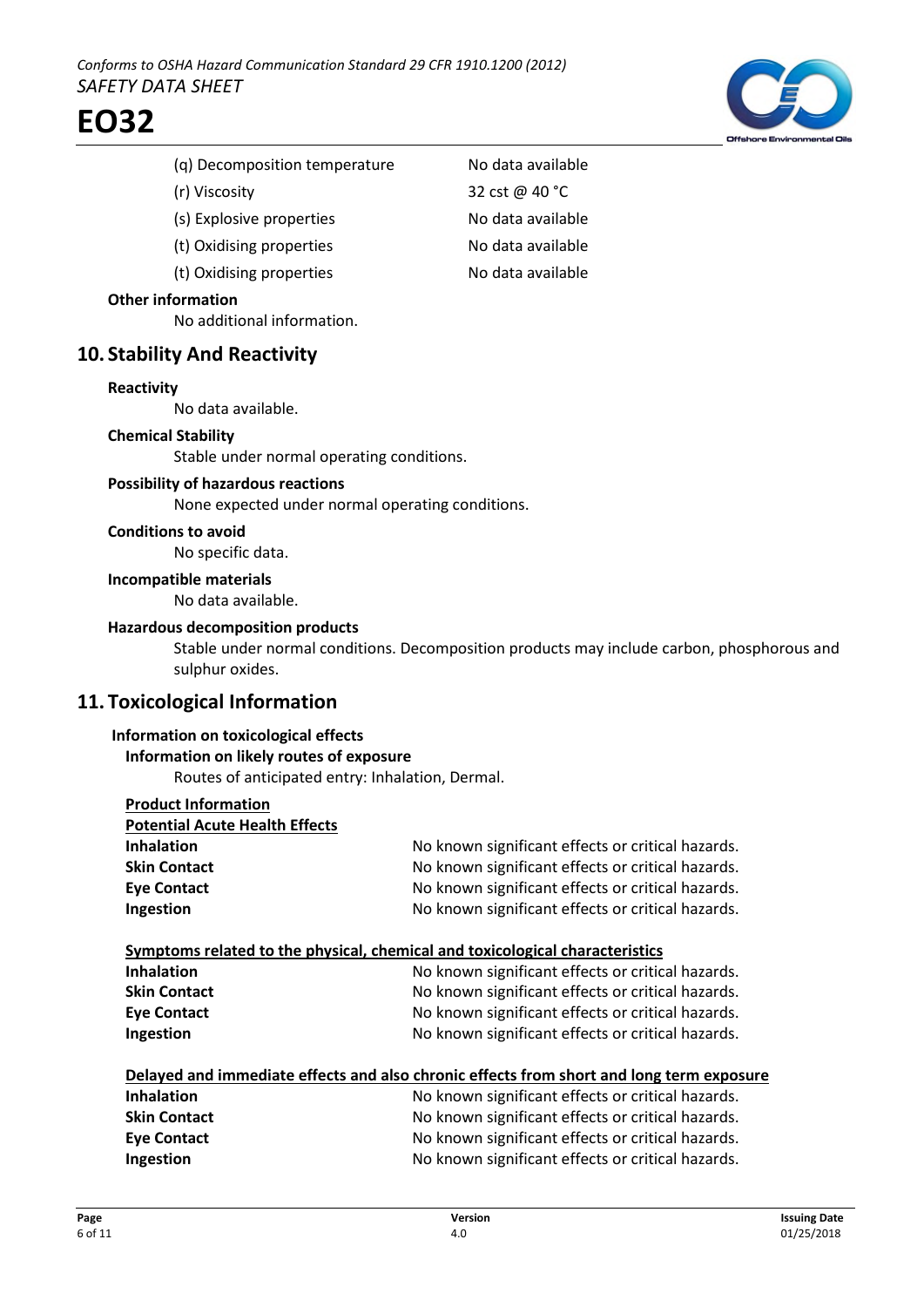| | |
|---|---|
| (q) Decomposition temperature | No data available |
| (r) Viscosity | 32 cst @ 40 °C |
| (s) Explosive properties | No data available |
| (t) Oxidising properties | No data available |
| (t) Oxidising properties | No data available |

**Other information**

No additional information.

## 10. Stability And Reactivity

**Reactivity**

No data available.

**Chemical Stability**

Stable under normal operating conditions.

**Possibility of hazardous reactions**

None expected under normal operating conditions.

**Conditions to avoid**

No specific data.

**Incompatible materials**

No data available.

**Hazardous decomposition products**

Stable under normal conditions. Decomposition products may include carbon, phosphorous and sulphur oxides.

## 11. Toxicological Information

**Information on toxicological effects**

**Information on likely routes of exposure**

Routes of anticipated entry: Inhalation, Dermal.

**Product Information**

**Potential Acute Health Effects**

| | |
|---|---|
| **Inhalation** | No known significant effects or critical hazards. |
| **Skin Contact** | No known significant effects or critical hazards. |
| **Eye Contact** | No known significant effects or critical hazards. |
| **Ingestion** | No known significant effects or critical hazards. |

**Symptoms related to the physical, chemical and toxicological characteristics**

| | |
|---|---|
| **Inhalation** | No known significant effects or critical hazards. |
| **Skin Contact** | No known significant effects or critical hazards. |
| **Eye Contact** | No known significant effects or critical hazards. |
| **Ingestion** | No known significant effects or critical hazards. |

**Delayed and immediate effects and also chronic effects from short and long term exposure**

| | |
|---|---|
| **Inhalation** | No known significant effects or critical hazards. |
| **Skin Contact** | No known significant effects or critical hazards. |
| **Eye Contact** | No known significant effects or critical hazards. |
| **Ingestion** | No known significant effects or critical hazards. |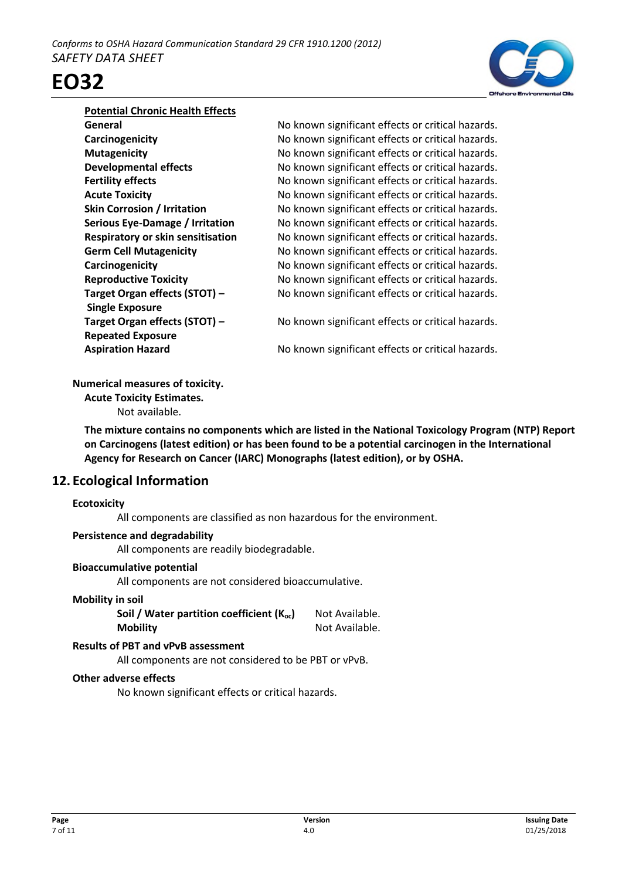**Potential Chronic Health Effects**

| | |
|---|---|
| **General** | No known significant effects or critical hazards. |
| **Carcinogenicity** | No known significant effects or critical hazards. |
| **Mutagenicity** | No known significant effects or critical hazards. |
| **Developmental effects** | No known significant effects or critical hazards. |
| **Fertility effects** | No known significant effects or critical hazards. |
| **Acute Toxicity** | No known significant effects or critical hazards. |
| **Skin Corrosion / Irritation** | No known significant effects or critical hazards. |
| **Serious Eye-Damage / Irritation** | No known significant effects or critical hazards. |
| **Respiratory or skin sensitisation** | No known significant effects or critical hazards. |
| **Germ Cell Mutagenicity** | No known significant effects or critical hazards. |
| **Carcinogenicity** | No known significant effects or critical hazards. |
| **Reproductive Toxicity** | No known significant effects or critical hazards. |
| **Target Organ effects (STOT) – Single Exposure** | No known significant effects or critical hazards. |
| **Target Organ effects (STOT) – Repeated Exposure** | No known significant effects or critical hazards. |
| **Aspiration Hazard** | No known significant effects or critical hazards. |

**Numerical measures of toxicity.**

**Acute Toxicity Estimates.**

Not available.

**The mixture contains no components which are listed in the National Toxicology Program (NTP) Report on Carcinogens (latest edition) or has been found to be a potential carcinogen in the International Agency for Research on Cancer (IARC) Monographs (latest edition), or by OSHA.**

## 12. Ecological Information

**Ecotoxicity**

All components are classified as non hazardous for the environment.

**Persistence and degradability**

All components are readily biodegradable.

**Bioaccumulative potential**

All components are not considered bioaccumulative.

**Mobility in soil**

| | |
|---|---|
| **Soil / Water partition coefficient ($K_{oc}$)** | Not Available. |
| **Mobility** | Not Available. |

**Results of PBT and vPvB assessment**

All components are not considered to be PBT or vPvB.

**Other adverse effects**

No known significant effects or critical hazards.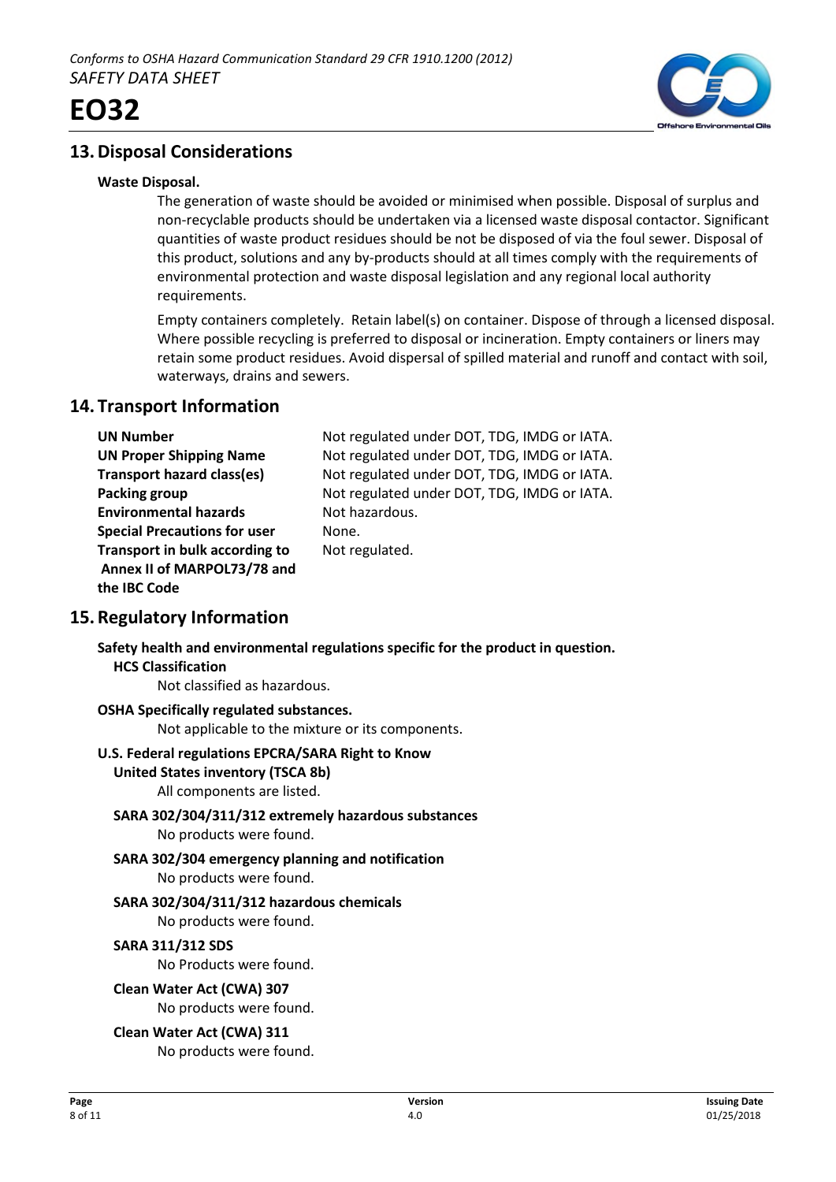## 13. Disposal Considerations

**Waste Disposal.**

The generation of waste should be avoided or minimised when possible. Disposal of surplus and non-recyclable products should be undertaken via a licensed waste disposal contactor. Significant quantities of waste product residues should be not be disposed of via the foul sewer. Disposal of this product, solutions and any by-products should at all times comply with the requirements of environmental protection and waste disposal legislation and any regional local authority requirements.

Empty containers completely. Retain label(s) on container. Dispose of through a licensed disposal. Where possible recycling is preferred to disposal or incineration. Empty containers or liners may retain some product residues. Avoid dispersal of spilled material and runoff and contact with soil, waterways, drains and sewers.

## 14. Transport Information

| | |
|---|---|
| **UN Number** | Not regulated under DOT, TDG, IMDG or IATA. |
| **UN Proper Shipping Name** | Not regulated under DOT, TDG, IMDG or IATA. |
| **Transport hazard class(es)** | Not regulated under DOT, TDG, IMDG or IATA. |
| **Packing group** | Not regulated under DOT, TDG, IMDG or IATA. |
| **Environmental hazards** | Not hazardous. |
| **Special Precautions for user** | None. |
| **Transport in bulk according to Annex II of MARPOL73/78 and the IBC Code** | Not regulated. |

## 15. Regulatory Information

**Safety health and environmental regulations specific for the product in question.**

**HCS Classification**

Not classified as hazardous.

**OSHA Specifically regulated substances.**

Not applicable to the mixture or its components.

**U.S. Federal regulations EPCRA/SARA Right to Know**

**United States inventory (TSCA 8b)**

All components are listed.

**SARA 302/304/311/312 extremely hazardous substances**

No products were found.

**SARA 302/304 emergency planning and notification**

No products were found.

**SARA 302/304/311/312 hazardous chemicals**

No products were found.

**SARA 311/312 SDS**

No Products were found.

**Clean Water Act (CWA) 307**

No products were found.

**Clean Water Act (CWA) 311**

No products were found.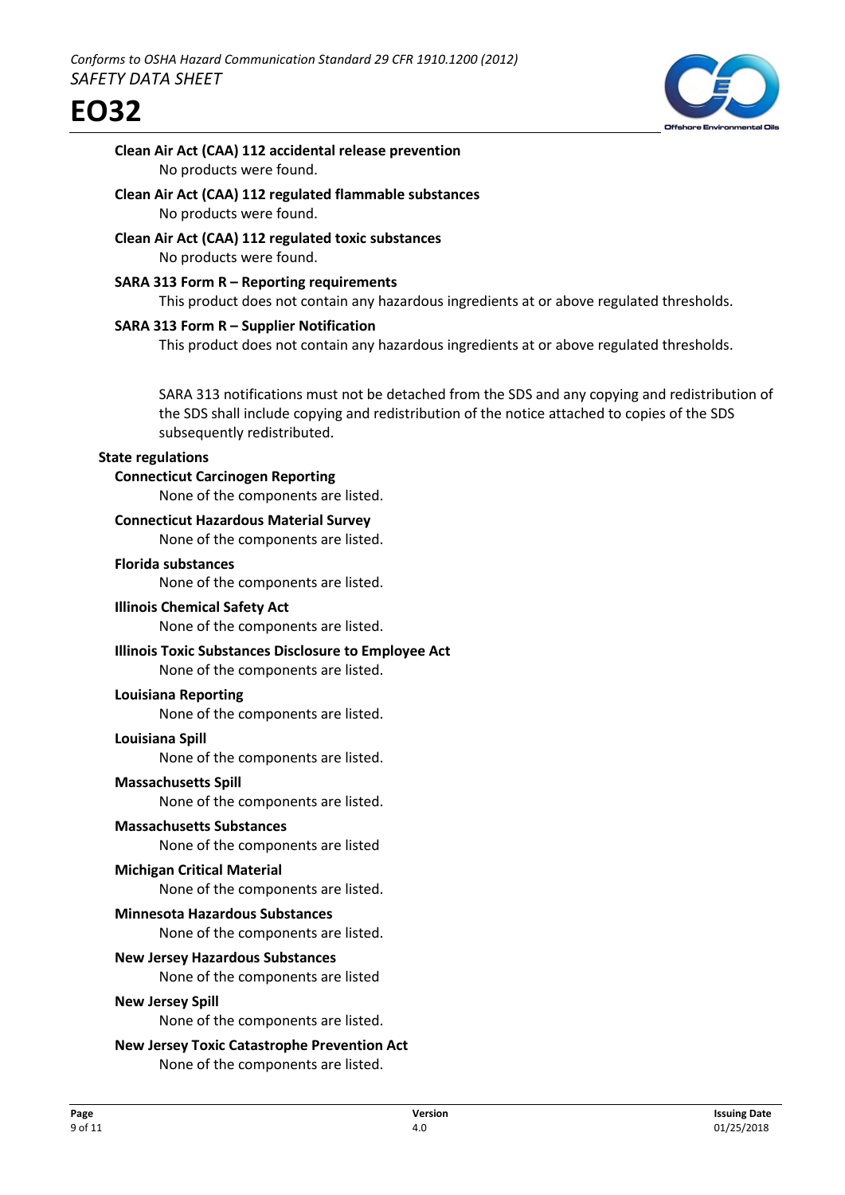**Clean Air Act (CAA) 112 accidental release prevention**

No products were found.

**Clean Air Act (CAA) 112 regulated flammable substances**

No products were found.

**Clean Air Act (CAA) 112 regulated toxic substances**

No products were found.

**SARA 313 Form R – Reporting requirements**

This product does not contain any hazardous ingredients at or above regulated thresholds.

**SARA 313 Form R – Supplier Notification**

This product does not contain any hazardous ingredients at or above regulated thresholds.

SARA 313 notifications must not be detached from the SDS and any copying and redistribution of the SDS shall include copying and redistribution of the notice attached to copies of the SDS subsequently redistributed.

**State regulations**

**Connecticut Carcinogen Reporting**

None of the components are listed.

**Connecticut Hazardous Material Survey**

None of the components are listed.

**Florida substances**

None of the components are listed.

**Illinois Chemical Safety Act**

None of the components are listed.

**Illinois Toxic Substances Disclosure to Employee Act**

None of the components are listed.

**Louisiana Reporting**

None of the components are listed.

**Louisiana Spill**

None of the components are listed.

**Massachusetts Spill**

None of the components are listed.

**Massachusetts Substances**

None of the components are listed

**Michigan Critical Material**

None of the components are listed.

**Minnesota Hazardous Substances**

None of the components are listed.

**New Jersey Hazardous Substances**

None of the components are listed

**New Jersey Spill**

None of the components are listed.

**New Jersey Toxic Catastrophe Prevention Act**

None of the components are listed.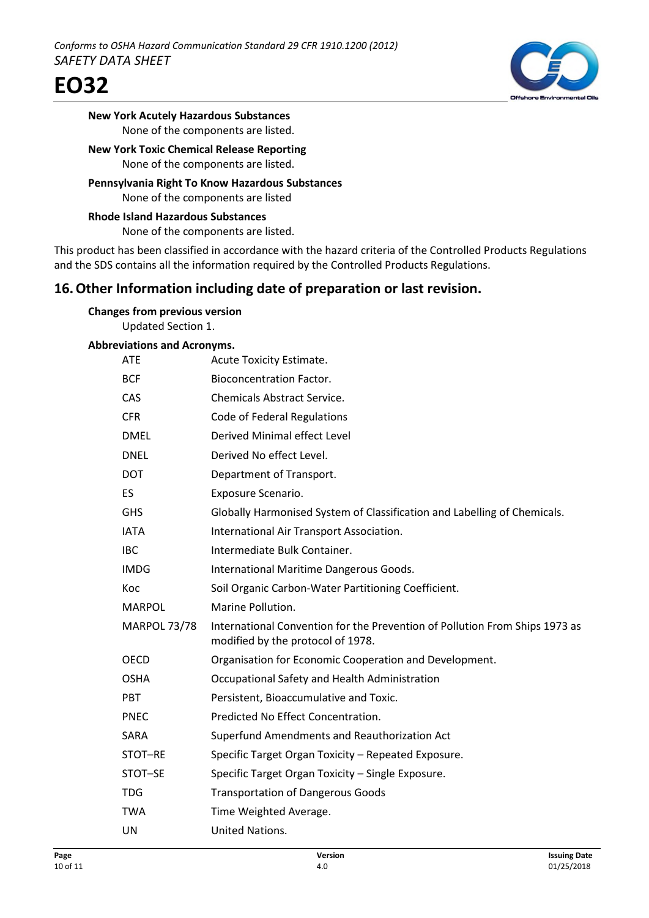**New York Acutely Hazardous Substances**

None of the components are listed.

**New York Toxic Chemical Release Reporting**

None of the components are listed.

**Pennsylvania Right To Know Hazardous Substances**

None of the components are listed

**Rhode Island Hazardous Substances**

None of the components are listed.

This product has been classified in accordance with the hazard criteria of the Controlled Products Regulations and the SDS contains all the information required by the Controlled Products Regulations.

## 16. Other Information including date of preparation or last revision.

**Changes from previous version**

Updated Section 1.

**Abbreviations and Acronyms.**

| | |
|---|---|
| ATE | Acute Toxicity Estimate. |
| BCF | Bioconcentration Factor. |
| CAS | Chemicals Abstract Service. |
| CFR | Code of Federal Regulations |
| DMEL | Derived Minimal effect Level |
| DNEL | Derived No effect Level. |
| DOT | Department of Transport. |
| ES | Exposure Scenario. |
| GHS | Globally Harmonised System of Classification and Labelling of Chemicals. |
| IATA | International Air Transport Association. |
| IBC | Intermediate Bulk Container. |
| IMDG | International Maritime Dangerous Goods. |
| Koc | Soil Organic Carbon-Water Partitioning Coefficient. |
| MARPOL | Marine Pollution. |
| MARPOL 73/78 | International Convention for the Prevention of Pollution From Ships 1973 as modified by the protocol of 1978. |
| OECD | Organisation for Economic Cooperation and Development. |
| OSHA | Occupational Safety and Health Administration |
| PBT | Persistent, Bioaccumulative and Toxic. |
| PNEC | Predicted No Effect Concentration. |
| SARA | Superfund Amendments and Reauthorization Act |
| STOT–RE | Specific Target Organ Toxicity – Repeated Exposure. |
| STOT–SE | Specific Target Organ Toxicity – Single Exposure. |
| TDG | Transportation of Dangerous Goods |
| TWA | Time Weighted Average. |
| UN | United Nations. |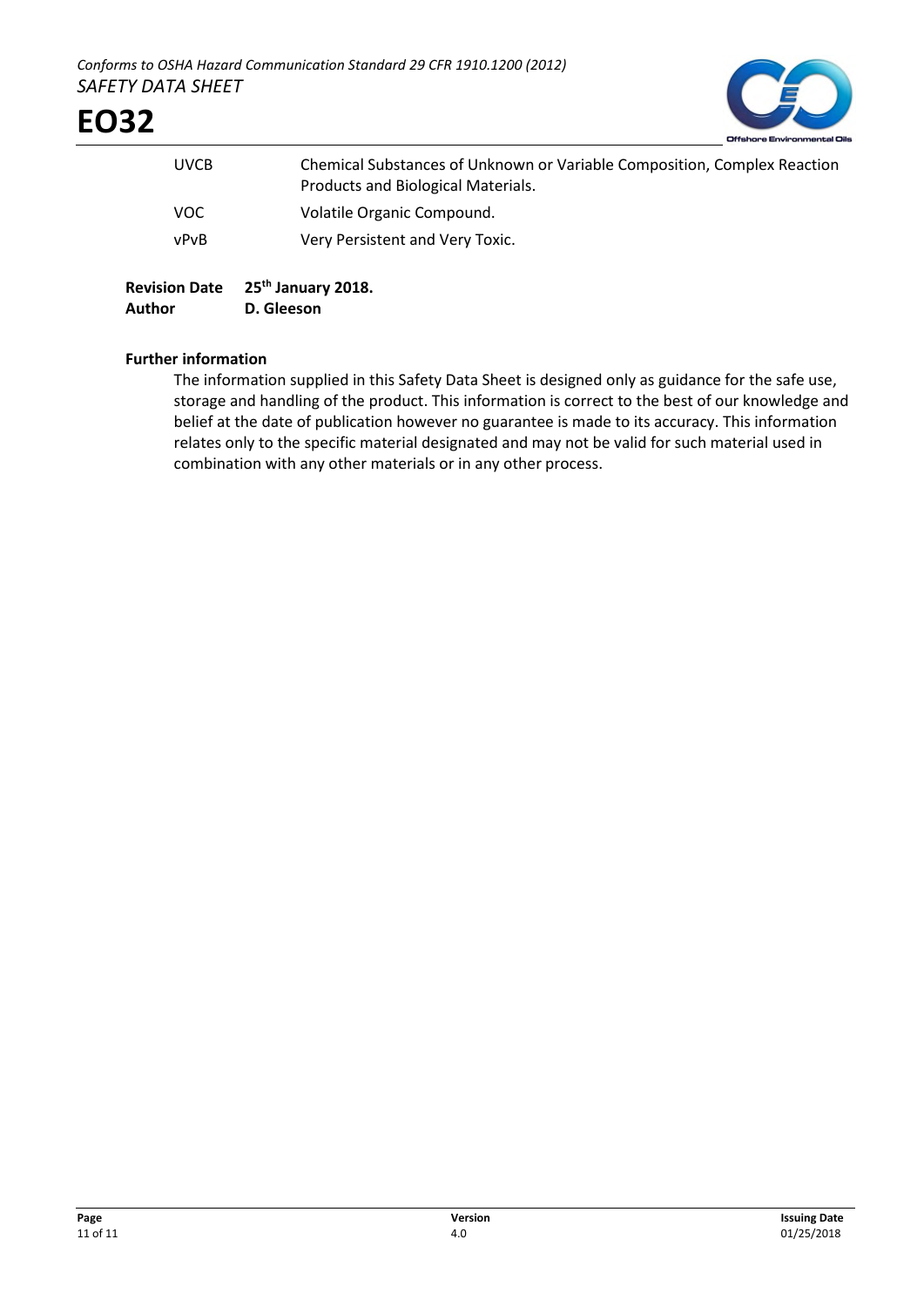| | |
|---|---|
| UVCB | Chemical Substances of Unknown or Variable Composition, Complex Reaction Products and Biological Materials. |
| VOC | Volatile Organic Compound. |
| vPvB | Very Persistent and Very Toxic. |

**Revision Date** **25th January 2018.**
**Author** **D. Gleeson**

**Further information**

The information supplied in this Safety Data Sheet is designed only as guidance for the safe use, storage and handling of the product. This information is correct to the best of our knowledge and belief at the date of publication however no guarantee is made to its accuracy. This information relates only to the specific material designated and may not be valid for such material used in combination with any other materials or in any other process.